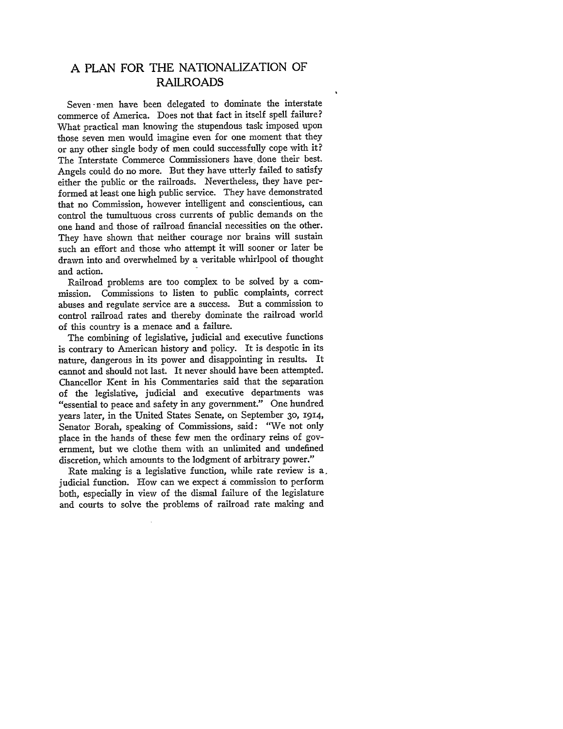# A PLAN FOR THE NATIONALIZATION OF RAILROADS

Seven men have been delegated to dominate the interstate commerce of America. Does not that fact in itself spell failure? What practical man knowing the stupendous task imposed upon those seven men would imagine even for one moment that they or any other single body of men could successfully cope with it? The Interstate Commerce Commissioners have done their best. Angels could do no more. But they have utterly failed to satisfy either the public or the railroads. Nevertheless, they have performed at least one high public service. They have demonstrated that no Commission, however intelligent and conscientious, can control the tumultuous cross currents of public demands on the one hand and those of railroad financial necessities on the other. They have shown that neither courage nor brains will sustain such an effort and those who attempt it will sooner or later be drawn into and overwhelmed by a veritable whirlpool of thought and action.

Railroad problems are too complex to be solved by a commission. Commissions to listen to public complaints, correct abuses and regulate service are a success. But a commission to control railroad rates and thereby dominate the railroad world of this country is a menace and a failure.

The combining of legislative, judicial and executive functions is contrary to American history and policy. It is despotic in its nature, dangerous in its power and disappointing in results. It cannot and should not last. It never should have been attempted. Chancellor Kent in his Commentaries said that the separation of the legislative, judicial and executive departments was "essential to peace and safety in any government." One hundred years later, in the United States Senate, on September 30, 1914, Senator Borah, speaking of Commissions, said: "We not only place in the hands of these few men the ordinary reins of government, but we clothe them with an unlimited and undefined discretion, which amounts to the lodgment of arbitrary power."

Rate making is a legislative function, while rate review is a judicial function. How can we expect a commission to perform both, especially in view of the dismal failure of the legislature and courts to solve the problems of railroad rate making and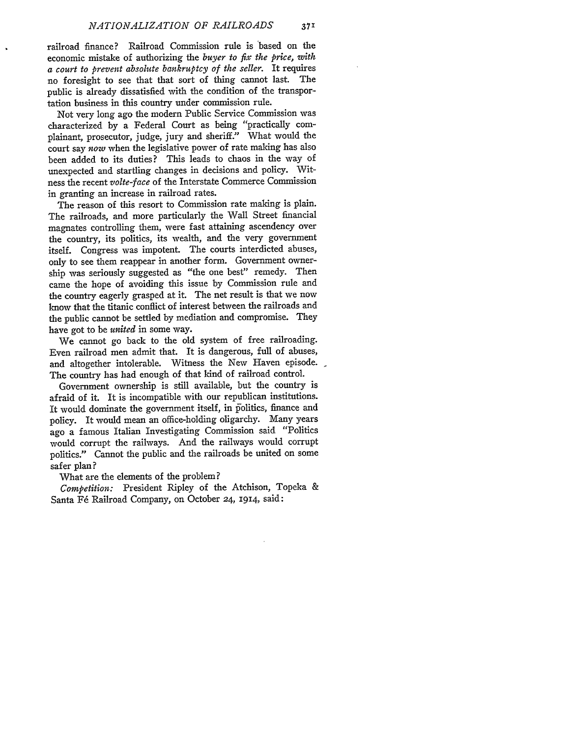railroad finance? Railroad Commission rule is based on the economic mistake of authorizing the *buyer to fix the price, with a court to prevent absolute bankruptcy of the seller.* It requires no foresight to see that that sort of thing cannot last. The public is already dissatisfied with the condition of the transportation business in this country under commission rule.

Not very long ago the modern Public Service Commission was characterized by a Federal Court as being "practically complainant, prosecutor, judge, jury and sheriff." What would the court say *now* when the legislative power of rate making has also been added to its duties? This leads to chaos in the way of unexpected and startling changes in decisions and policy. Witness the recent *volte-face* of the Interstate Commerce Commission in granting an increase in railroad rates.

The reason of this resort to Commission rate making is plain. The railroads, and more particularly the Wall Street financial magnates controlling them, were fast attaining ascendency over the country, its politics, its wealth, and the very government itself. Congress was impotent. The courts interdicted abuses, only to see them reappear in another form. Government ownership was seriously suggested as "the one best" remedy. Then came the hope of avoiding this issue by Commission rule and the country eagerly grasped at it. The net result is that we now know that the titanic conflict of interest between the railroads and the public cannot be settled by mediation and compromise. They have got to be *united* in some way.

We cannot go back to the old system of free railroading. Even railroad men admit that. It is dangerous, full of abuses, and altogether intolerable. Witness the New Haven episode. The country has had enough of that kind of railroad control.

Government ownership is still available, but the country is afraid of it. It is incompatible with our republican institutions. It would dominate the government itself, in politics, finance and policy. It would mean an office-holding oligarchy. Many years ago a famous Italian Investigating Commission said "Politics would corrupt the railways. And the railways would corrupt politics." Cannot the public and the railroads be united on some safer plan?

What are the elements of the problem?

*Competition:* President Ripley of the Atchison, Topeka & Santa Fé Railroad Company, on October 24, 1914, said: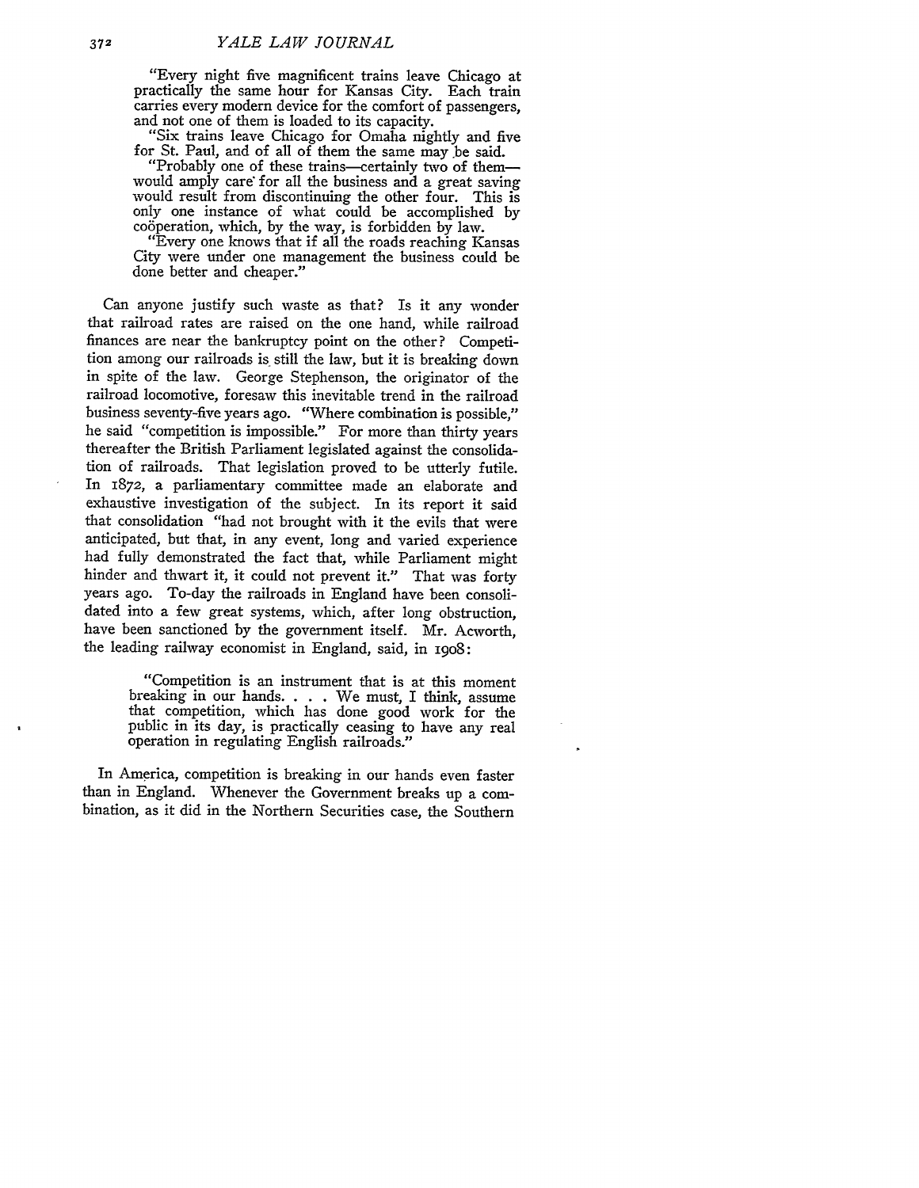> "Every night five magnificent trains leave Chicago at practically the same hour for Kansas City. Each train carries every modern device for the comfort of passengers, and not one of them is loaded to its capacity.
>
> "Six trains leave Chicago for Omaha nightly and five for St. Paul, and of all of them the same may be said.
>
> "Probably one of these trains—certainly two of them—would amply care for all the business and a great saving would result from discontinuing the other four. This is only one instance of what could be accomplished by coöperation, which, by the way, is forbidden by law.
>
> "Every one knows that if all the roads reaching Kansas City were under one management the business could be done better and cheaper."

Can anyone justify such waste as that? Is it any wonder that railroad rates are raised on the one hand, while railroad finances are near the bankruptcy point on the other? Competition among our railroads is still the law, but it is breaking down in spite of the law. George Stephenson, the originator of the railroad locomotive, foresaw this inevitable trend in the railroad business seventy-five years ago. "Where combination is possible," he said "competition is impossible." For more than thirty years thereafter the British Parliament legislated against the consolidation of railroads. That legislation proved to be utterly futile. In 1872, a parliamentary committee made an elaborate and exhaustive investigation of the subject. In its report it said that consolidation "had not brought with it the evils that were anticipated, but that, in any event, long and varied experience had fully demonstrated the fact that, while Parliament might hinder and thwart it, it could not prevent it." That was forty years ago. To-day the railroads in England have been consolidated into a few great systems, which, after long obstruction, have been sanctioned by the government itself. Mr. Acworth, the leading railway economist in England, said, in 1908:

> "Competition is an instrument that is at this moment breaking in our hands. . . . We must, I think, assume that competition, which has done good work for the public in its day, is practically ceasing to have any real operation in regulating English railroads."

In America, competition is breaking in our hands even faster than in England. Whenever the Government breaks up a combination, as it did in the Northern Securities case, the Southern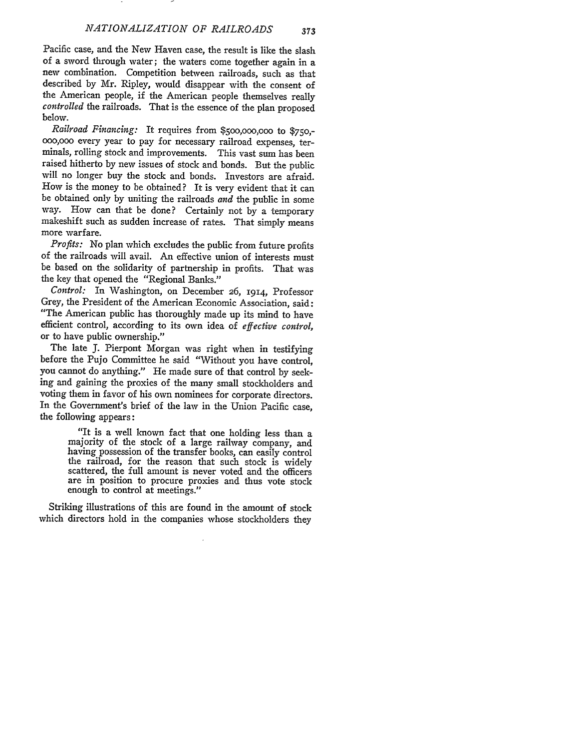Pacific case, and the New Haven case, the result is like the slash of a sword through water; the waters come together again in a new combination. Competition between railroads, such as that described by Mr. Ripley, would disappear with the consent of the American people, if the American people themselves really *controlled* the railroads. That is the essence of the plan proposed below.

*Railroad Financing:* It requires from $500,000,000 to $750,000,000 every year to pay for necessary railroad expenses, terminals, rolling stock and improvements. This vast sum has been raised hitherto by new issues of stock and bonds. But the public will no longer buy the stock and bonds. Investors are afraid. How is the money to be obtained? It is very evident that it can be obtained only by uniting the railroads *and* the public in some way. How can that be done? Certainly not by a temporary makeshift such as sudden increase of rates. That simply means more warfare.

*Profits:* No plan which excludes the public from future profits of the railroads will avail. An effective union of interests must be based on the solidarity of partnership in profits. That was the key that opened the "Regional Banks."

*Control:* In Washington, on December 26, 1914, Professor Grey, the President of the American Economic Association, said: "The American public has thoroughly made up its mind to have efficient control, according to its own idea of *effective control*, or to have public ownership."

The late J. Pierpont Morgan was right when in testifying before the Pujo Committee he said "Without you have control, you cannot do anything." He made sure of that control by seeking and gaining the proxies of the many small stockholders and voting them in favor of his own nominees for corporate directors. In the Government's brief of the law in the Union Pacific case, the following appears:

> "It is a well known fact that one holding less than a majority of the stock of a large railway company, and having possession of the transfer books, can easily control the railroad, for the reason that such stock is widely scattered, the full amount is never voted and the officers are in position to procure proxies and thus vote stock enough to control at meetings."

Striking illustrations of this are found in the amount of stock which directors hold in the companies whose stockholders they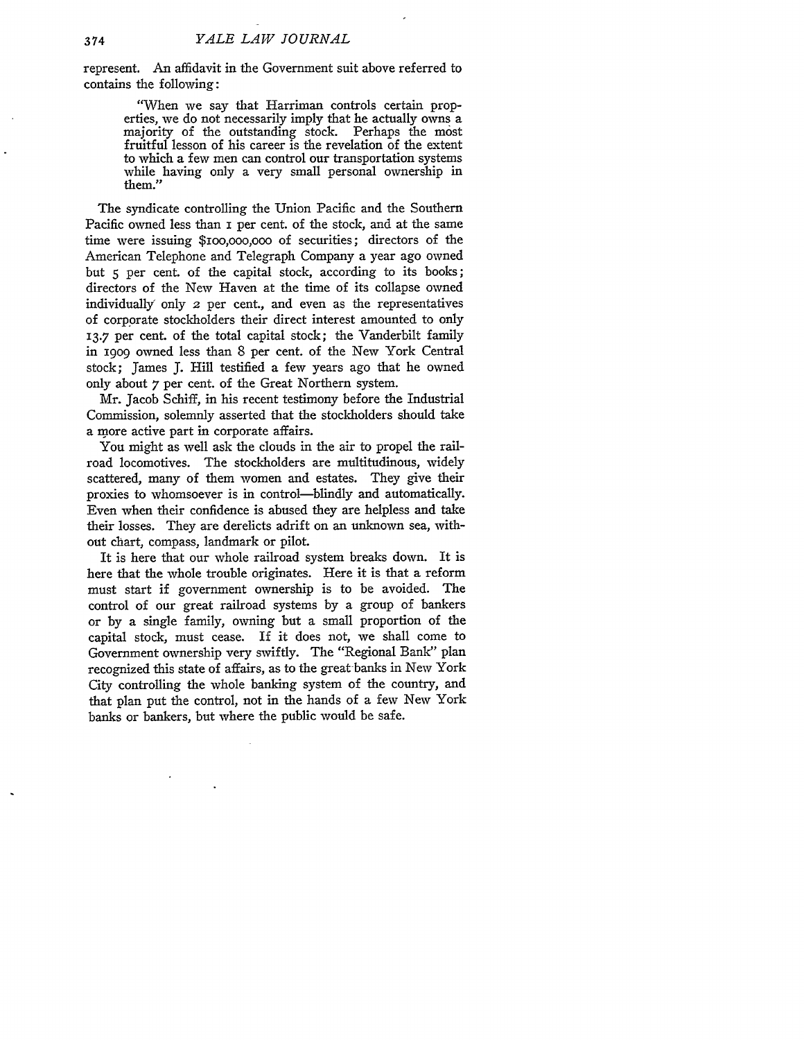represent. An affidavit in the Government suit above referred to contains the following:

> "When we say that Harriman controls certain properties, we do not necessarily imply that he actually owns a majority of the outstanding stock. Perhaps the most fruitful lesson of his career is the revelation of the extent to which a few men can control our transportation systems while having only a very small personal ownership in them."

The syndicate controlling the Union Pacific and the Southern Pacific owned less than 1 per cent. of the stock, and at the same time were issuing $100,000,000 of securities; directors of the American Telephone and Telegraph Company a year ago owned but 5 per cent. of the capital stock, according to its books; directors of the New Haven at the time of its collapse owned individually only 2 per cent., and even as the representatives of corporate stockholders their direct interest amounted to only 13.7 per cent. of the total capital stock; the Vanderbilt family in 1909 owned less than 8 per cent. of the New York Central stock; James J. Hill testified a few years ago that he owned only about 7 per cent. of the Great Northern system.

Mr. Jacob Schiff, in his recent testimony before the Industrial Commission, solemnly asserted that the stockholders should take a more active part in corporate affairs.

You might as well ask the clouds in the air to propel the railroad locomotives. The stockholders are multitudinous, widely scattered, many of them women and estates. They give their proxies to whomsoever is in control—blindly and automatically. Even when their confidence is abused they are helpless and take their losses. They are derelicts adrift on an unknown sea, without chart, compass, landmark or pilot.

It is here that our whole railroad system breaks down. It is here that the whole trouble originates. Here it is that a reform must start if government ownership is to be avoided. The control of our great railroad systems by a group of bankers or by a single family, owning but a small proportion of the capital stock, must cease. If it does not, we shall come to Government ownership very swiftly. The "Regional Bank" plan recognized this state of affairs, as to the great banks in New York City controlling the whole banking system of the country, and that plan put the control, not in the hands of a few New York banks or bankers, but where the public would be safe.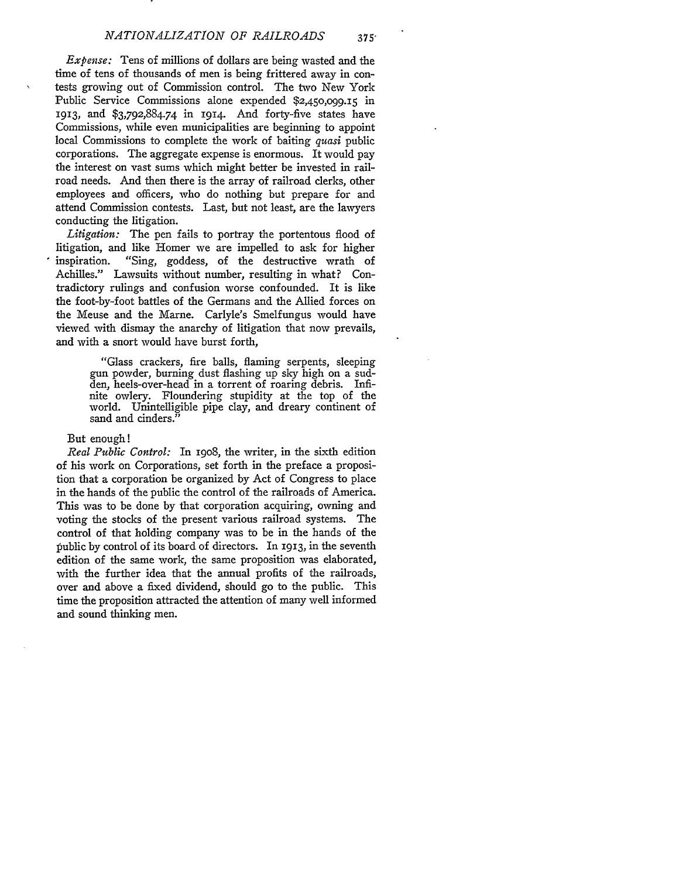*Expense:* Tens of millions of dollars are being wasted and the time of tens of thousands of men is being frittered away in contests growing out of Commission control. The two New York Public Service Commissions alone expended $2,450,099.15 in 1913, and $3,792,884.74 in 1914. And forty-five states have Commissions, while even municipalities are beginning to appoint local Commissions to complete the work of baiting *quasi* public corporations. The aggregate expense is enormous. It would pay the interest on vast sums which might better be invested in railroad needs. And then there is the array of railroad clerks, other employees and officers, who do nothing but prepare for and attend Commission contests. Last, but not least, are the lawyers conducting the litigation.

*Litigation:* The pen fails to portray the portentous flood of litigation, and like Homer we are impelled to ask for higher inspiration. "Sing, goddess, of the destructive wrath of Achilles." Lawsuits without number, resulting in what? Contradictory rulings and confusion worse confounded. It is like the foot-by-foot battles of the Germans and the Allied forces on the Meuse and the Marne. Carlyle's Smelfungus would have viewed with dismay the anarchy of litigation that now prevails, and with a snort would have burst forth,

> "Glass crackers, fire balls, flaming serpents, sleeping gun powder, burning dust flashing up sky high on a sudden, heels-over-head in a torrent of roaring debris. Infinite owlery. Floundering stupidity at the top of the world. Unintelligible pipe clay, and dreary continent of sand and cinders."

But enough!

*Real Public Control:* In 1908, the writer, in the sixth edition of his work on Corporations, set forth in the preface a proposition that a corporation be organized by Act of Congress to place in the hands of the public the control of the railroads of America. This was to be done by that corporation acquiring, owning and voting the stocks of the present various railroad systems. The control of that holding company was to be in the hands of the public by control of its board of directors. In 1913, in the seventh edition of the same work, the same proposition was elaborated, with the further idea that the annual profits of the railroads, over and above a fixed dividend, should go to the public. This time the proposition attracted the attention of many well informed and sound thinking men.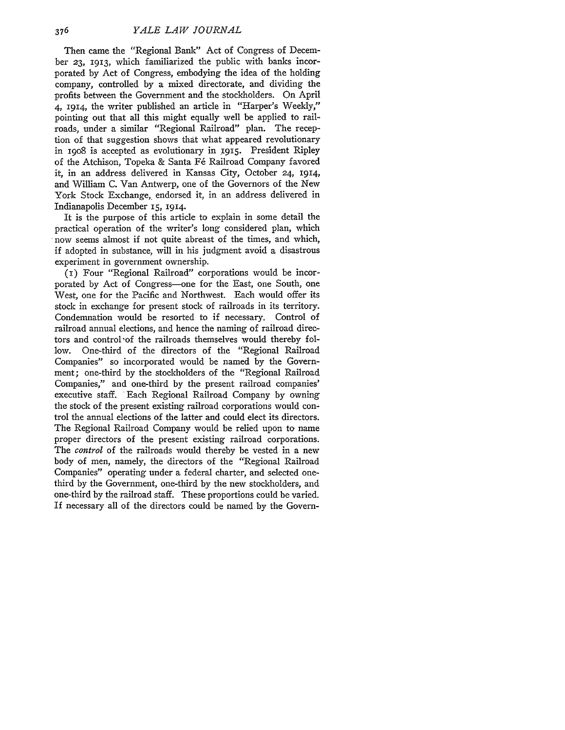Then came the "Regional Bank" Act of Congress of December 23, 1913, which familiarized the public with banks incorporated by Act of Congress, embodying the idea of the holding company, controlled by a mixed directorate, and dividing the profits between the Government and the stockholders. On April 4, 1914, the writer published an article in "Harper's Weekly," pointing out that all this might equally well be applied to railroads, under a similar "Regional Railroad" plan. The reception of that suggestion shows that what appeared revolutionary in 1908 is accepted as evolutionary in 1915. President Ripley of the Atchison, Topeka & Santa Fé Railroad Company favored it, in an address delivered in Kansas City, October 24, 1914, and William C. Van Antwerp, one of the Governors of the New York Stock Exchange, endorsed it, in an address delivered in Indianapolis December 15, 1914.

It is the purpose of this article to explain in some detail the practical operation of the writer's long considered plan, which now seems almost if not quite abreast of the times, and which, if adopted in substance, will in his judgment avoid a disastrous experiment in government ownership.

(1) Four "Regional Railroad" corporations would be incorporated by Act of Congress—one for the East, one South, one West, one for the Pacific and Northwest. Each would offer its stock in exchange for present stock of railroads in its territory. Condemnation would be resorted to if necessary. Control of railroad annual elections, and hence the naming of railroad directors and control of the railroads themselves would thereby follow. One-third of the directors of the "Regional Railroad Companies" so incorporated would be named by the Government; one-third by the stockholders of the "Regional Railroad Companies," and one-third by the present railroad companies' executive staff. Each Regional Railroad Company by owning the stock of the present existing railroad corporations would control the annual elections of the latter and could elect its directors. The Regional Railroad Company would be relied upon to name proper directors of the present existing railroad corporations. The *control* of the railroads would thereby be vested in a new body of men, namely, the directors of the "Regional Railroad Companies" operating under a federal charter, and selected one-third by the Government, one-third by the new stockholders, and one-third by the railroad staff. These proportions could be varied. If necessary all of the directors could be named by the Govern-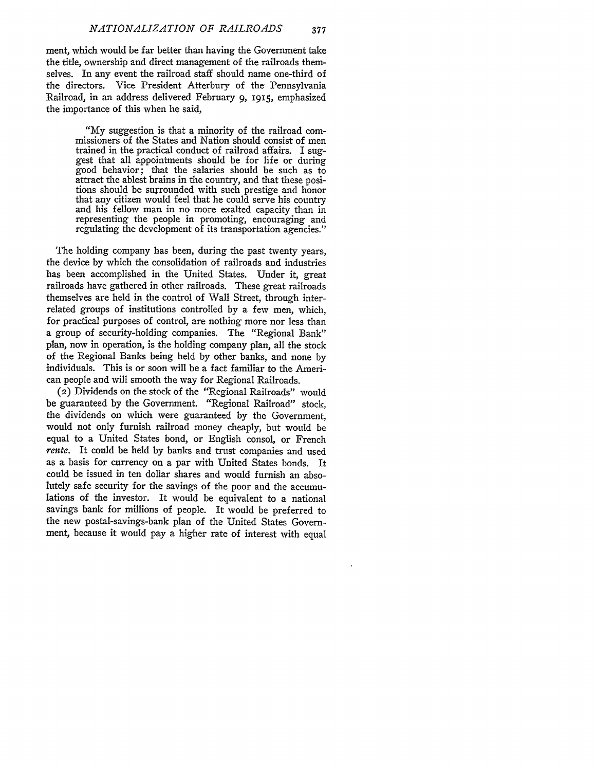ment, which would be far better than having the Government take the title, ownership and direct management of the railroads themselves. In any event the railroad staff should name one-third of the directors. Vice President Atterbury of the Pennsylvania Railroad, in an address delivered February 9, 1915, emphasized the importance of this when he said,

> "My suggestion is that a minority of the railroad commissioners of the States and Nation should consist of men trained in the practical conduct of railroad affairs. I suggest that all appointments should be for life or during good behavior; that the salaries should be such as to attract the ablest brains in the country, and that these positions should be surrounded with such prestige and honor that any citizen would feel that he could serve his country and his fellow man in no more exalted capacity than in representing the people in promoting, encouraging and regulating the development of its transportation agencies."

The holding company has been, during the past twenty years, the device by which the consolidation of railroads and industries has been accomplished in the United States. Under it, great railroads have gathered in other railroads. These great railroads themselves are held in the control of Wall Street, through interrelated groups of institutions controlled by a few men, which, for practical purposes of control, are nothing more nor less than a group of security-holding companies. The "Regional Bank" plan, now in operation, is the holding company plan, all the stock of the Regional Banks being held by other banks, and none by individuals. This is or soon will be a fact familiar to the American people and will smooth the way for Regional Railroads.

(2) Dividends on the stock of the "Regional Railroads" would be guaranteed by the Government. "Regional Railroad" stock, the dividends on which were guaranteed by the Government, would not only furnish railroad money cheaply, but would be equal to a United States bond, or English consol, or French *rente*. It could be held by banks and trust companies and used as a basis for currency on a par with United States bonds. It could be issued in ten dollar shares and would furnish an absolutely safe security for the savings of the poor and the accumulations of the investor. It would be equivalent to a national savings bank for millions of people. It would be preferred to the new postal-savings-bank plan of the United States Government, because it would pay a higher rate of interest with equal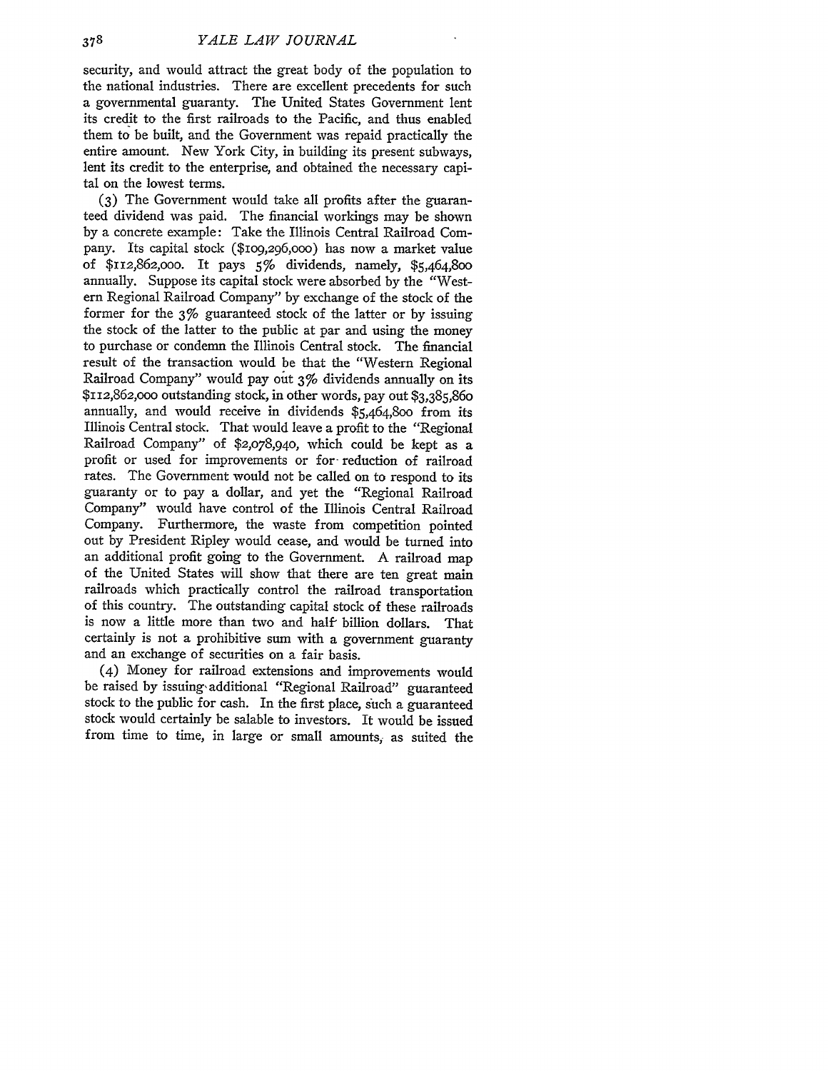security, and would attract the great body of the population to the national industries. There are excellent precedents for such a governmental guaranty. The United States Government lent its credit to the first railroads to the Pacific, and thus enabled them to be built, and the Government was repaid practically the entire amount. New York City, in building its present subways, lent its credit to the enterprise, and obtained the necessary capital on the lowest terms.

(3) The Government would take all profits after the guaranteed dividend was paid. The financial workings may be shown by a concrete example: Take the Illinois Central Railroad Company. Its capital stock ($109,296,000) has now a market value of $112,862,000. It pays 5% dividends, namely, $5,464,800 annually. Suppose its capital stock were absorbed by the "Western Regional Railroad Company" by exchange of the stock of the former for the 3% guaranteed stock of the latter or by issuing the stock of the latter to the public at par and using the money to purchase or condemn the Illinois Central stock. The financial result of the transaction would be that the "Western Regional Railroad Company" would pay out 3% dividends annually on its $112,862,000 outstanding stock, in other words, pay out $3,385,860 annually, and would receive in dividends $5,464,800 from its Illinois Central stock. That would leave a profit to the "Regional Railroad Company" of $2,078,940, which could be kept as a profit or used for improvements or for reduction of railroad rates. The Government would not be called on to respond to its guaranty or to pay a dollar, and yet the "Regional Railroad Company" would have control of the Illinois Central Railroad Company. Furthermore, the waste from competition pointed out by President Ripley would cease, and would be turned into an additional profit going to the Government. A railroad map of the United States will show that there are ten great main railroads which practically control the railroad transportation of this country. The outstanding capital stock of these railroads is now a little more than two and half billion dollars. That certainly is not a prohibitive sum with a government guaranty and an exchange of securities on a fair basis.

(4) Money for railroad extensions and improvements would be raised by issuing additional "Regional Railroad" guaranteed stock to the public for cash. In the first place, such a guaranteed stock would certainly be salable to investors. It would be issued from time to time, in large or small amounts, as suited the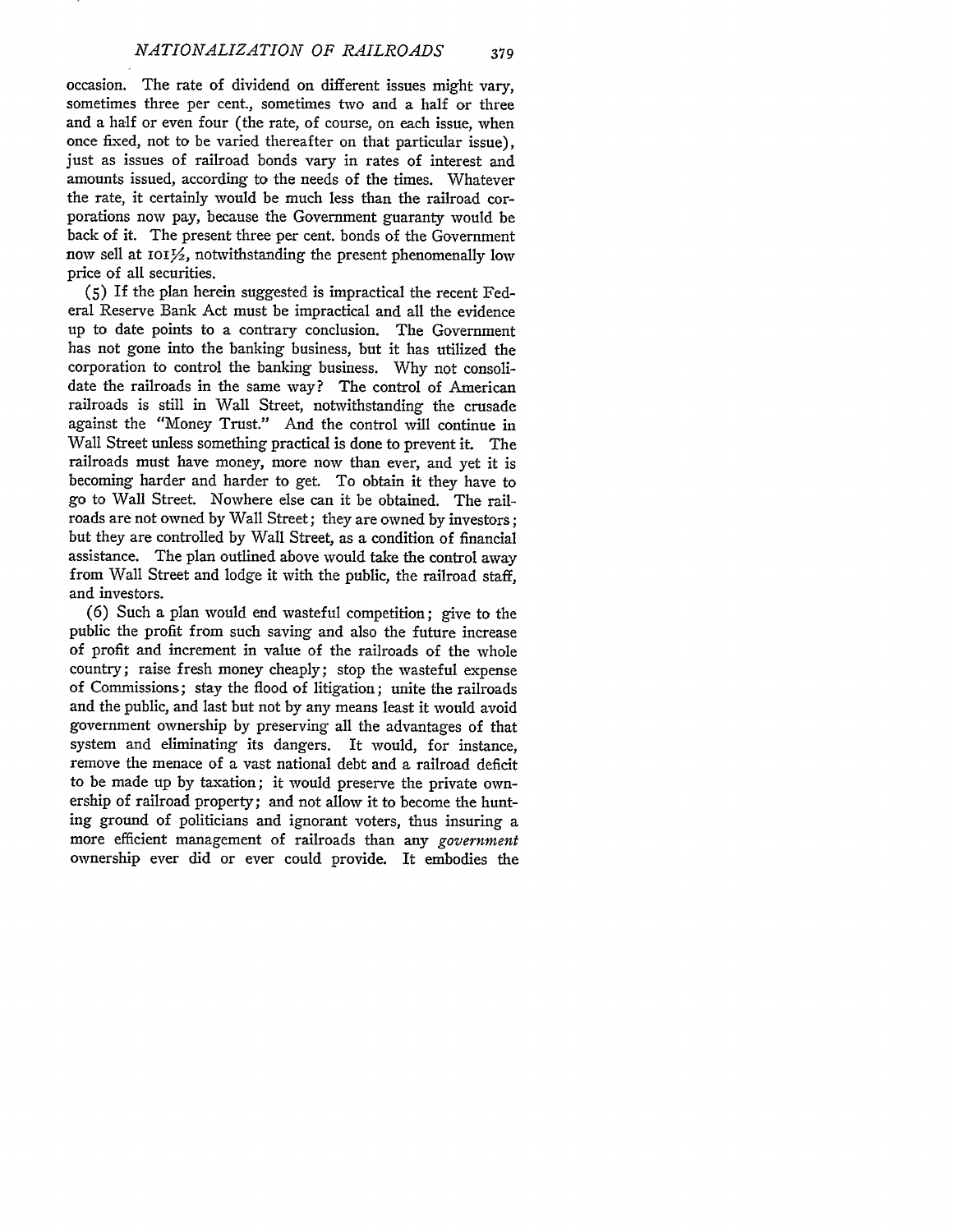occasion. The rate of dividend on different issues might vary, sometimes three per cent., sometimes two and a half or three and a half or even four (the rate, of course, on each issue, when once fixed, not to be varied thereafter on that particular issue), just as issues of railroad bonds vary in rates of interest and amounts issued, according to the needs of the times. Whatever the rate, it certainly would be much less than the railroad corporations now pay, because the Government guaranty would be back of it. The present three per cent. bonds of the Government now sell at 101½, notwithstanding the present phenomenally low price of all securities.

(5) If the plan herein suggested is impractical the recent Federal Reserve Bank Act must be impractical and all the evidence up to date points to a contrary conclusion. The Government has not gone into the banking business, but it has utilized the corporation to control the banking business. Why not consolidate the railroads in the same way? The control of American railroads is still in Wall Street, notwithstanding the crusade against the "Money Trust." And the control will continue in Wall Street unless something practical is done to prevent it. The railroads must have money, more now than ever, and yet it is becoming harder and harder to get. To obtain it they have to go to Wall Street. Nowhere else can it be obtained. The railroads are not owned by Wall Street; they are owned by investors; but they are controlled by Wall Street, as a condition of financial assistance. The plan outlined above would take the control away from Wall Street and lodge it with the public, the railroad staff, and investors.

(6) Such a plan would end wasteful competition; give to the public the profit from such saving and also the future increase of profit and increment in value of the railroads of the whole country; raise fresh money cheaply; stop the wasteful expense of Commissions; stay the flood of litigation; unite the railroads and the public, and last but not by any means least it would avoid government ownership by preserving all the advantages of that system and eliminating its dangers. It would, for instance, remove the menace of a vast national debt and a railroad deficit to be made up by taxation; it would preserve the private ownership of railroad property; and not allow it to become the hunting ground of politicians and ignorant voters, thus insuring a more efficient management of railroads than any *government* ownership ever did or ever could provide. It embodies the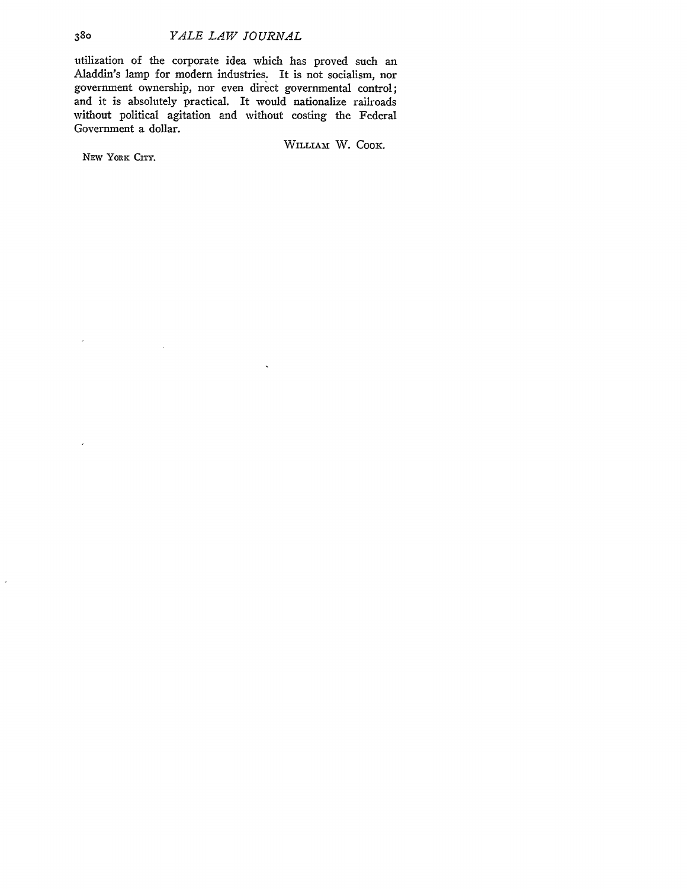utilization of the corporate idea which has proved such an Aladdin's lamp for modern industries. It is not socialism, nor government ownership, nor even direct governmental control; and it is absolutely practical. It would nationalize railroads without political agitation and without costing the Federal Government a dollar.

WILLIAM W. COOK.

NEW YORK CITY.